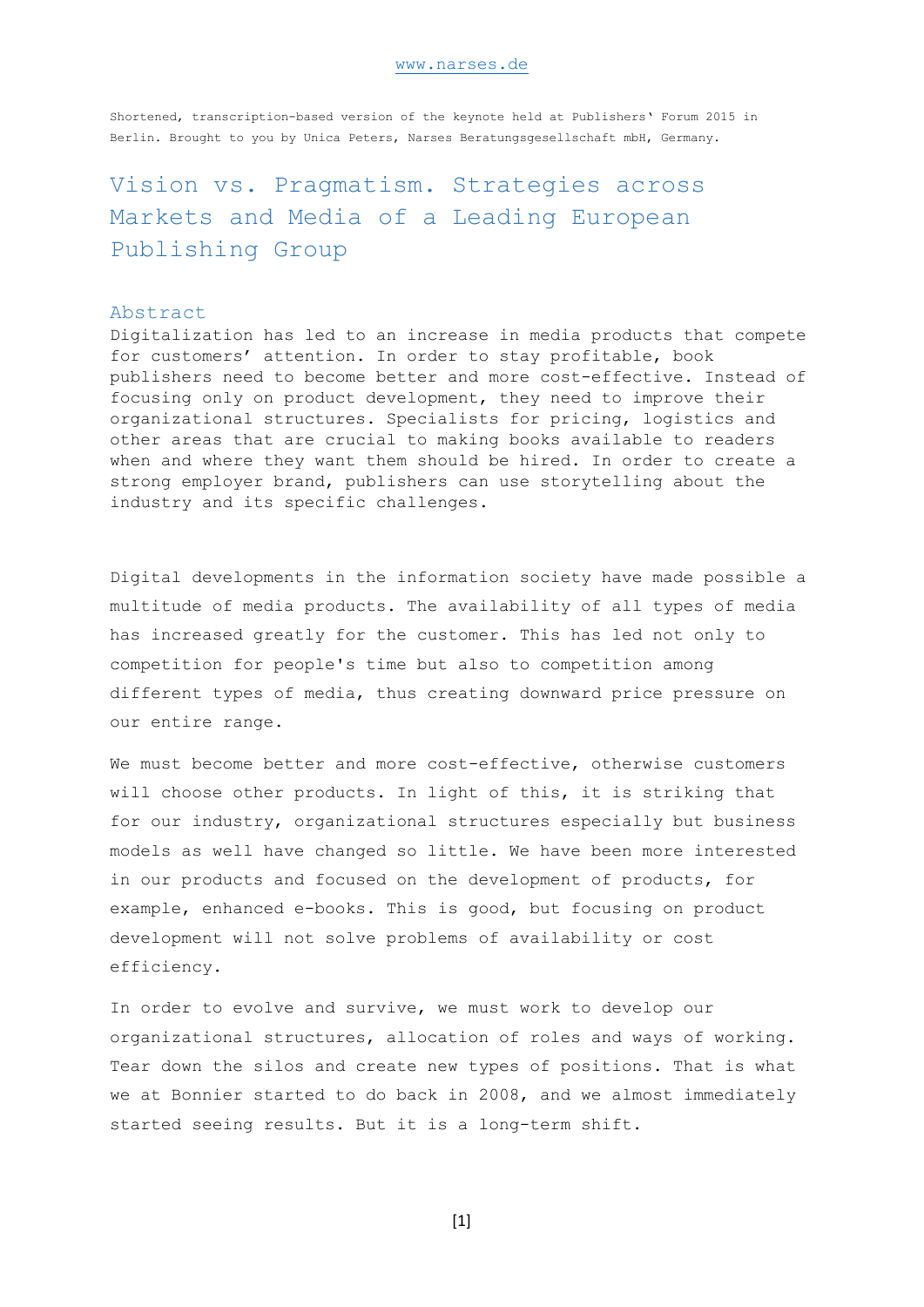www.narses.de

Shortened, transcription-based version of the keynote held at Publishers' Forum 2015 in Berlin. Brought to you by Unica Peters, Narses Beratungsgesellschaft mbH, Germany.

# Vision vs. Pragmatism. Strategies across Markets and Media of a Leading European Publishing Group

## Abstract

Digitalization has led to an increase in media products that compete for customers' attention. In order to stay profitable, book publishers need to become better and more cost-effective. Instead of focusing only on product development, they need to improve their organizational structures. Specialists for pricing, logistics and other areas that are crucial to making books available to readers when and where they want them should be hired. In order to create a strong employer brand, publishers can use storytelling about the industry and its specific challenges.

Digital developments in the information society have made possible a multitude of media products. The availability of all types of media has increased greatly for the customer. This has led not only to competition for people's time but also to competition among different types of media, thus creating downward price pressure on our entire range.

We must become better and more cost-effective, otherwise customers will choose other products. In light of this, it is striking that for our industry, organizational structures especially but business models as well have changed so little. We have been more interested in our products and focused on the development of products, for example, enhanced e-books. This is good, but focusing on product development will not solve problems of availability or cost efficiency.

In order to evolve and survive, we must work to develop our organizational structures, allocation of roles and ways of working. Tear down the silos and create new types of positions. That is what we at Bonnier started to do back in 2008, and we almost immediately started seeing results. But it is a long-term shift.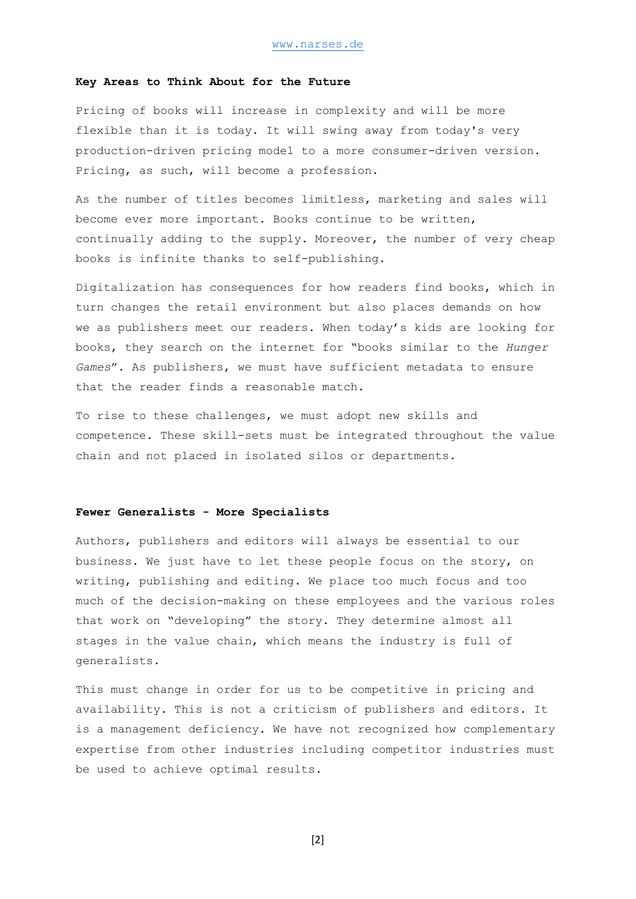### Key Areas to Think About for the Future

Pricing of books will increase in complexity and will be more flexible than it is today. It will swing away from today's very production-driven pricing model to a more consumer-driven version. Pricing, as such, will become a profession.

As the number of titles becomes limitless, marketing and sales will become ever more important. Books continue to be written, continually adding to the supply. Moreover, the number of very cheap books is infinite thanks to self-publishing.

Digitalization has consequences for how readers find books, which in turn changes the retail environment but also places demands on how we as publishers meet our readers. When today’s kids are looking for books, they search on the internet for “books similar to the *Hunger Games*”. As publishers, we must have sufficient metadata to ensure that the reader finds a reasonable match.

To rise to these challenges, we must adopt new skills and competence. These skill-sets must be integrated throughout the value chain and not placed in isolated silos or departments.

### Fewer Generalists - More Specialists

Authors, publishers and editors will always be essential to our business. We just have to let these people focus on the story, on writing, publishing and editing. We place too much focus and too much of the decision-making on these employees and the various roles that work on “developing” the story. They determine almost all stages in the value chain, which means the industry is full of generalists.

This must change in order for us to be competitive in pricing and availability. This is not a criticism of publishers and editors. It is a management deficiency. We have not recognized how complementary expertise from other industries including competitor industries must be used to achieve optimal results.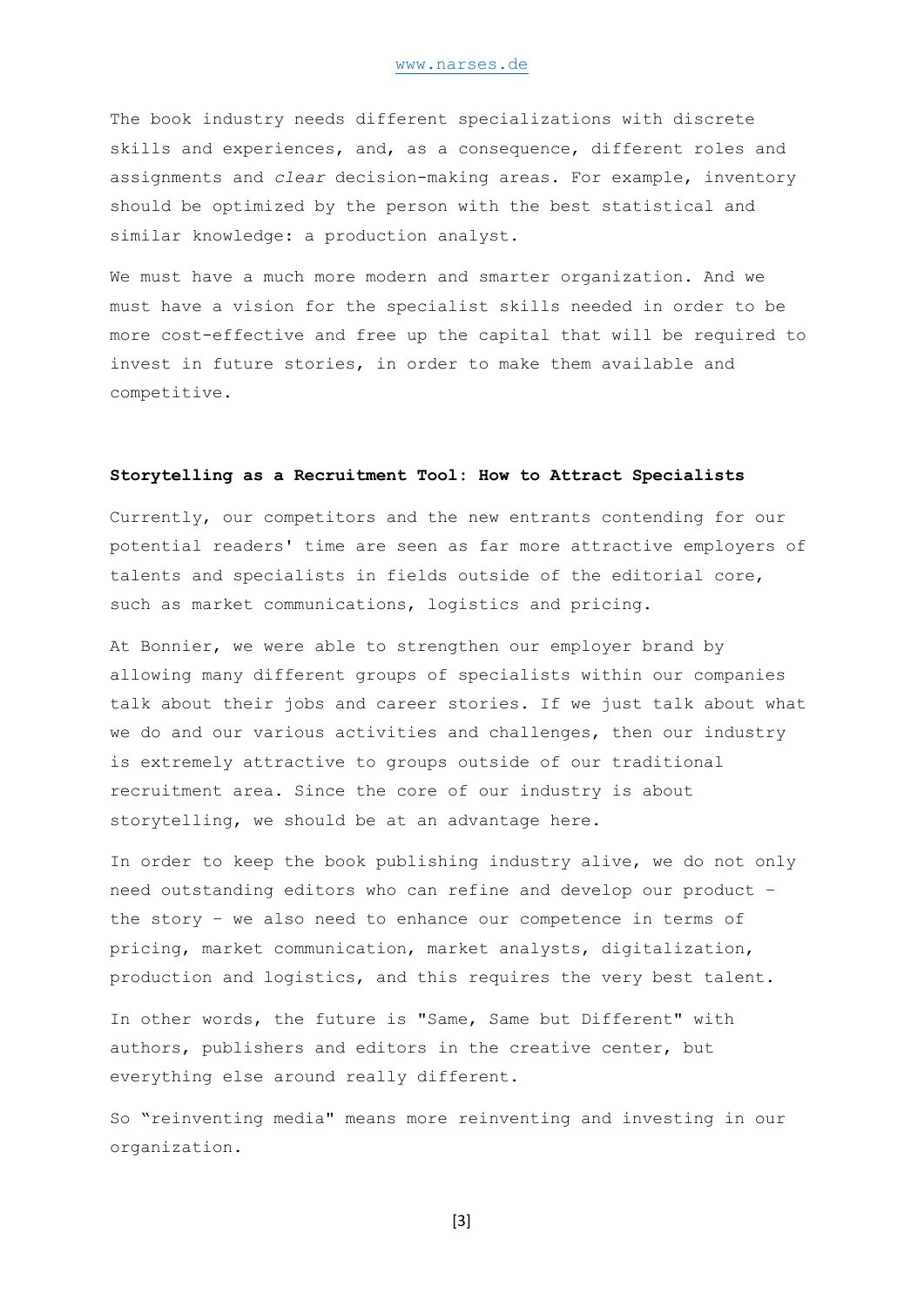The book industry needs different specializations with discrete skills and experiences, and, as a consequence, different roles and assignments and *clear* decision-making areas. For example, inventory should be optimized by the person with the best statistical and similar knowledge: a production analyst.

We must have a much more modern and smarter organization. And we must have a vision for the specialist skills needed in order to be more cost-effective and free up the capital that will be required to invest in future stories, in order to make them available and competitive.

**Storytelling as a Recruitment Tool: How to Attract Specialists**

Currently, our competitors and the new entrants contending for our potential readers' time are seen as far more attractive employers of talents and specialists in fields outside of the editorial core, such as market communications, logistics and pricing.

At Bonnier, we were able to strengthen our employer brand by allowing many different groups of specialists within our companies talk about their jobs and career stories. If we just talk about what we do and our various activities and challenges, then our industry is extremely attractive to groups outside of our traditional recruitment area. Since the core of our industry is about storytelling, we should be at an advantage here.

In order to keep the book publishing industry alive, we do not only need outstanding editors who can refine and develop our product – the story – we also need to enhance our competence in terms of pricing, market communication, market analysts, digitalization, production and logistics, and this requires the very best talent.

In other words, the future is "Same, Same but Different" with authors, publishers and editors in the creative center, but everything else around really different.

So "reinventing media" means more reinventing and investing in our organization.